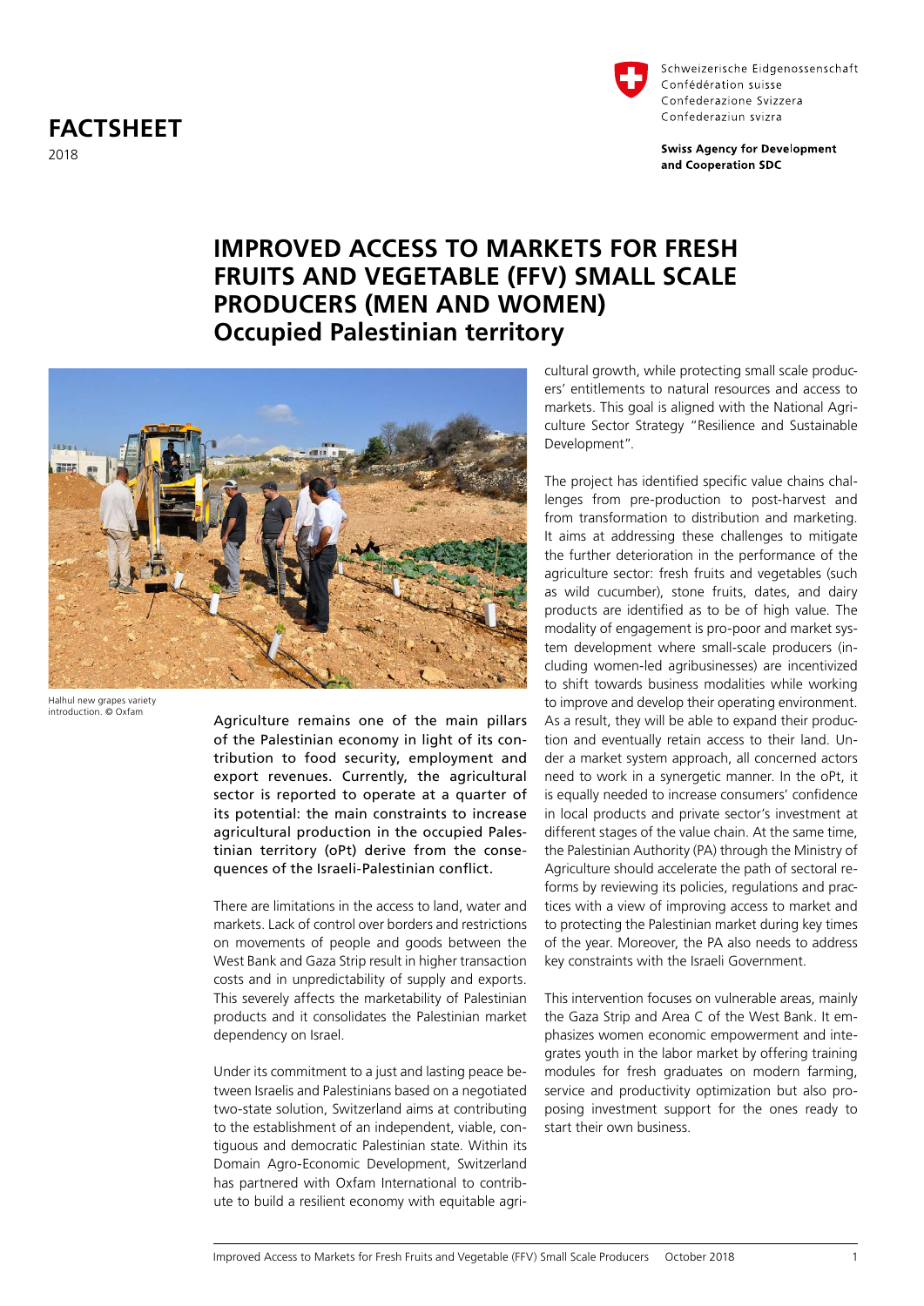**FACTSHEET**
2018

Schweizerische Eidgenossenschaft
Confédération suisse
Confederazione Svizzera
Confederaziun svizra

**Swiss Agency for Development and Cooperation SDC**

# IMPROVED ACCESS TO MARKETS FOR FRESH FRUITS AND VEGETABLE (FFV) SMALL SCALE PRODUCERS (MEN AND WOMEN)
## Occupied Palestinian territory

Halhul new grapes variety introduction. © Oxfam

Agriculture remains one of the main pillars of the Palestinian economy in light of its contribution to food security, employment and export revenues. Currently, the agricultural sector is reported to operate at a quarter of its potential: the main constraints to increase agricultural production in the occupied Palestinian territory (oPt) derive from the consequences of the Israeli-Palestinian conflict.

There are limitations in the access to land, water and markets. Lack of control over borders and restrictions on movements of people and goods between the West Bank and Gaza Strip result in higher transaction costs and in unpredictability of supply and exports. This severely affects the marketability of Palestinian products and it consolidates the Palestinian market dependency on Israel.

Under its commitment to a just and lasting peace between Israelis and Palestinians based on a negotiated two-state solution, Switzerland aims at contributing to the establishment of an independent, viable, contiguous and democratic Palestinian state. Within its Domain Agro-Economic Development, Switzerland has partnered with Oxfam International to contribute to build a resilient economy with equitable agricultural growth, while protecting small scale producers' entitlements to natural resources and access to markets. This goal is aligned with the National Agriculture Sector Strategy "Resilience and Sustainable Development".

The project has identified specific value chains challenges from pre-production to post-harvest and from transformation to distribution and marketing. It aims at addressing these challenges to mitigate the further deterioration in the performance of the agriculture sector: fresh fruits and vegetables (such as wild cucumber), stone fruits, dates, and dairy products are identified as to be of high value. The modality of engagement is pro-poor and market system development where small-scale producers (including women-led agribusinesses) are incentivized to shift towards business modalities while working to improve and develop their operating environment. As a result, they will be able to expand their production and eventually retain access to their land. Under a market system approach, all concerned actors need to work in a synergetic manner. In the oPt, it is equally needed to increase consumers' confidence in local products and private sector's investment at different stages of the value chain. At the same time, the Palestinian Authority (PA) through the Ministry of Agriculture should accelerate the path of sectoral reforms by reviewing its policies, regulations and practices with a view of improving access to market and to protecting the Palestinian market during key times of the year. Moreover, the PA also needs to address key constraints with the Israeli Government.

This intervention focuses on vulnerable areas, mainly the Gaza Strip and Area C of the West Bank. It emphasizes women economic empowerment and integrates youth in the labor market by offering training modules for fresh graduates on modern farming, service and productivity optimization but also proposing investment support for the ones ready to start their own business.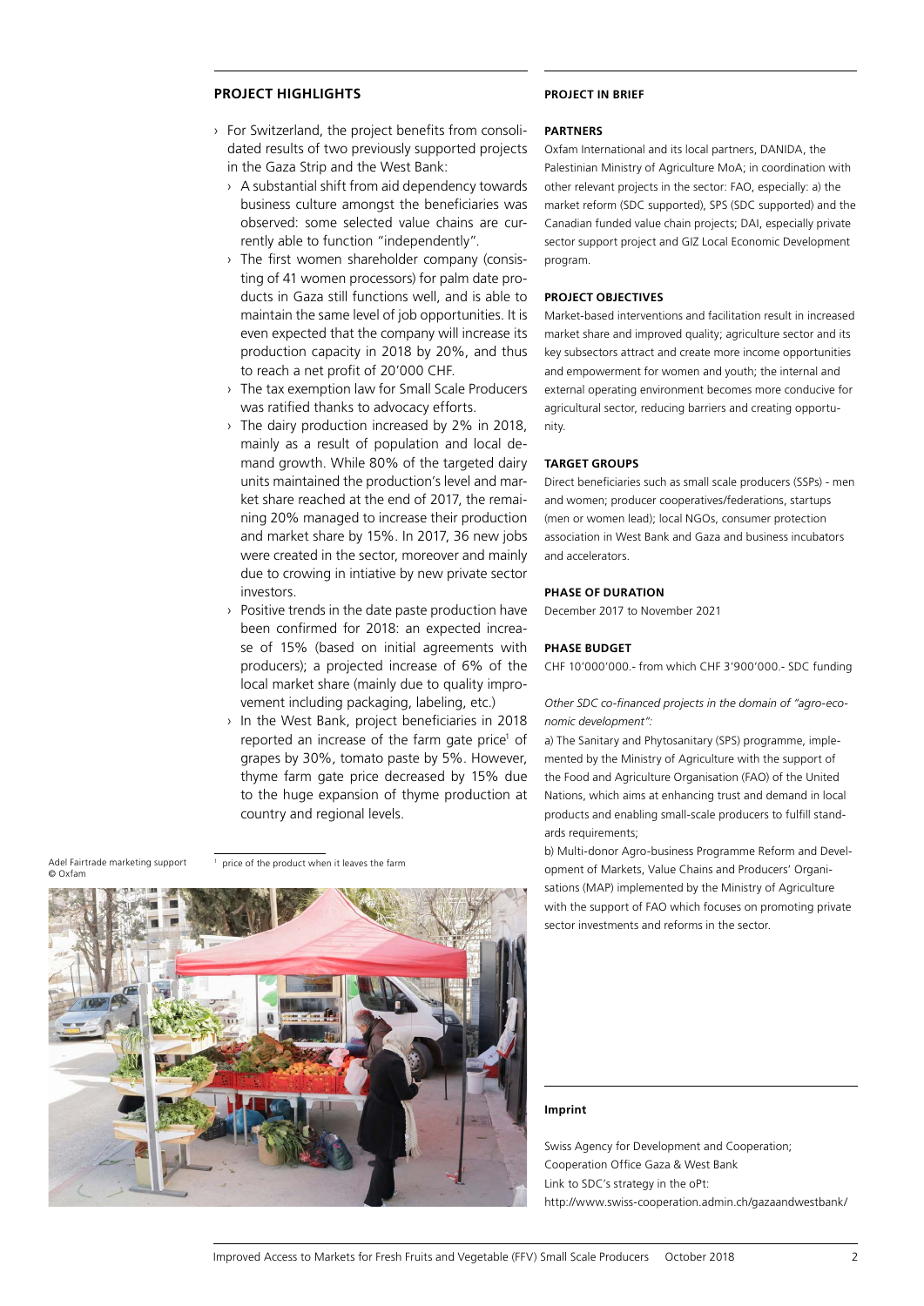## PROJECT HIGHLIGHTS

- For Switzerland, the project benefits from consolidated results of two previously supported projects in the Gaza Strip and the West Bank:
  - A substantial shift from aid dependency towards business culture amongst the beneficiaries was observed: some selected value chains are currently able to function "independently".
  - The first women shareholder company (consisting of 41 women processors) for palm date products in Gaza still functions well, and is able to maintain the same level of job opportunities. It is even expected that the company will increase its production capacity in 2018 by 20%, and thus to reach a net profit of 20'000 CHF.
  - The tax exemption law for Small Scale Producers was ratified thanks to advocacy efforts.
  - The dairy production increased by 2% in 2018, mainly as a result of population and local demand growth. While 80% of the targeted dairy units maintained the production's level and market share reached at the end of 2017, the remaining 20% managed to increase their production and market share by 15%. In 2017, 36 new jobs were created in the sector, moreover and mainly due to crowing in intiative by new private sector investors.
  - Positive trends in the date paste production have been confirmed for 2018: an expected increase of 15% (based on initial agreements with producers); a projected increase of 6% of the local market share (mainly due to quality improvement including packaging, labeling, etc.)
  - In the West Bank, project beneficiaries in 2018 reported an increase of the farm gate price[1] of grapes by 30%, tomato paste by 5%. However, thyme farm gate price decreased by 15% due to the huge expansion of thyme production at country and regional levels.

[1] price of the product when it leaves the farm

Adel Fairtrade marketing support
© Oxfam

## PROJECT IN BRIEF

**PARTNERS**

Oxfam International and its local partners, DANIDA, the Palestinian Ministry of Agriculture MoA; in coordination with other relevant projects in the sector: FAO, especially: a) the market reform (SDC supported), SPS (SDC supported) and the Canadian funded value chain projects; DAI, especially private sector support project and GIZ Local Economic Development program.

**PROJECT OBJECTIVES**

Market-based interventions and facilitation result in increased market share and improved quality; agriculture sector and its key subsectors attract and create more income opportunities and empowerment for women and youth; the internal and external operating environment becomes more conducive for agricultural sector, reducing barriers and creating opportunity.

**TARGET GROUPS**

Direct beneficiaries such as small scale producers (SSPs) - men and women; producer cooperatives/federations, startups (men or women lead); local NGOs, consumer protection association in West Bank and Gaza and business incubators and accelerators.

**PHASE OF DURATION**

December 2017 to November 2021

**PHASE BUDGET**

CHF 10'000'000.- from which CHF 3'900'000.- SDC funding

*Other SDC co-financed projects in the domain of "agro-economic development":*

a) The Sanitary and Phytosanitary (SPS) programme, implemented by the Ministry of Agriculture with the support of the Food and Agriculture Organisation (FAO) of the United Nations, which aims at enhancing trust and demand in local products and enabling small-scale producers to fulfill standards requirements;

b) Multi-donor Agro-business Programme Reform and Development of Markets, Value Chains and Producers' Organisations (MAP) implemented by the Ministry of Agriculture with the support of FAO which focuses on promoting private sector investments and reforms in the sector.

**Imprint**

Swiss Agency for Development and Cooperation;
Cooperation Office Gaza & West Bank
Link to SDC's strategy in the oPt:
http://www.swiss-cooperation.admin.ch/gazaandwestbank/